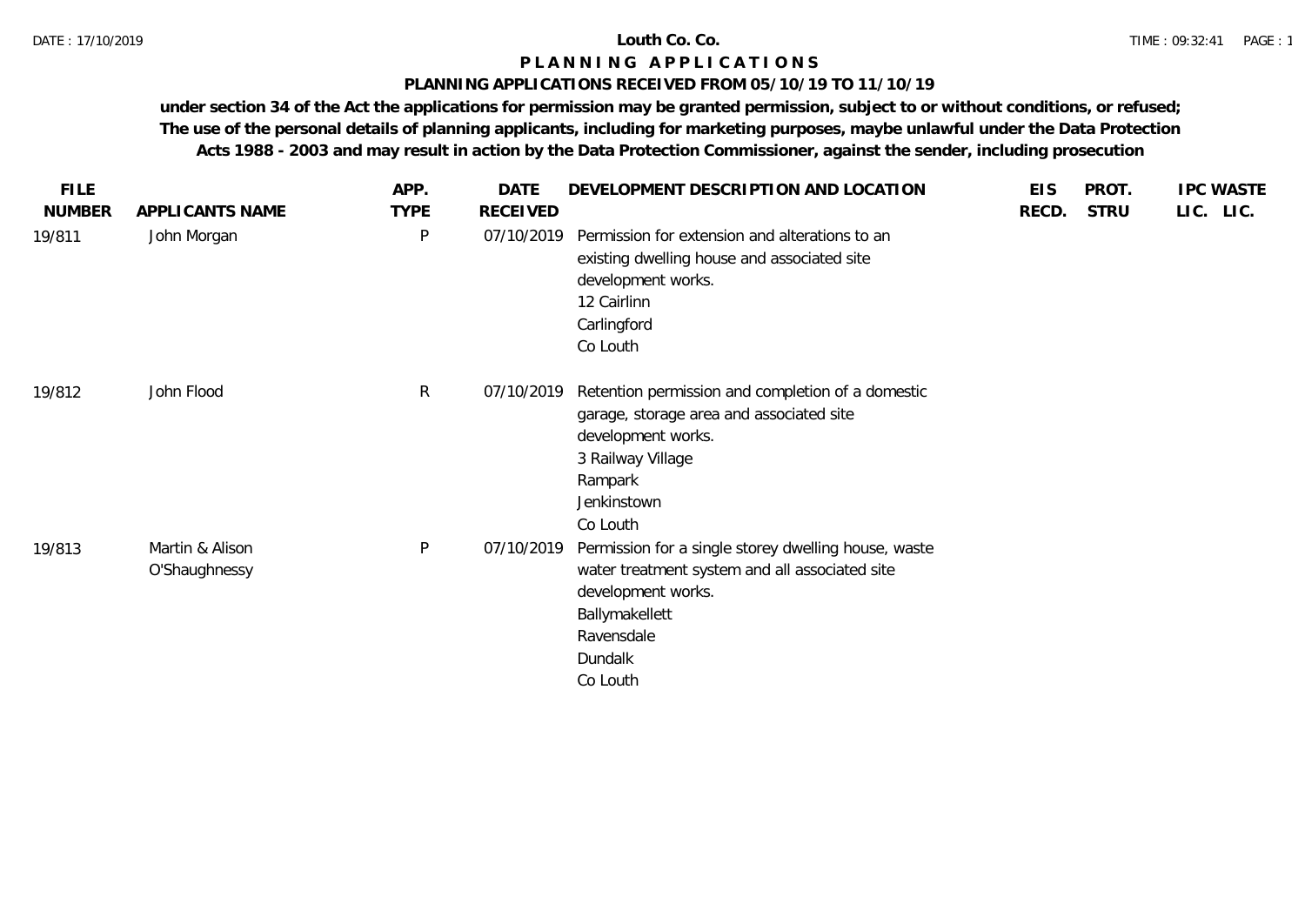# Louth Co. Co.

## P L A N N I N G   A P P L I C A T I O N S

### PLANNING APPLICATIONS RECEIVED FROM 05/10/19 TO 11/10/19

**under section 34 of the Act the applications for permission may be granted permission, subject to or without conditions, or refused; The use of the personal details of planning applicants, including for marketing purposes, maybe unlawful under the Data Protection Acts 1988 - 2003 and may result in action by the Data Protection Commissioner, against the sender, including prosecution**

| FILE NUMBER | APPLICANTS NAME | APP. TYPE | DATE RECEIVED | DEVELOPMENT DESCRIPTION AND LOCATION | EIS RECD. | PROT. STRU | IPC LIC. | WASTE LIC. |
|---|---|---|---|---|---|---|---|---|
| 19/811 | John Morgan | P | 07/10/2019 | Permission for extension and alterations to an existing dwelling house and associated site development works.<br>12 Cairlinn<br>Carlingford<br>Co Louth | | | | |
| 19/812 | John Flood | R | 07/10/2019 | Retention permission and completion of a domestic garage, storage area and associated site development works.<br>3 Railway Village<br>Rampark<br>Jenkinstown<br>Co Louth | | | | |
| 19/813 | Martin & Alison O'Shaughnessy | P | 07/10/2019 | Permission for a single storey dwelling house, waste water treatment system and all associated site development works.<br>Ballymakellett<br>Ravensdale<br>Dundalk<br>Co Louth | | | | |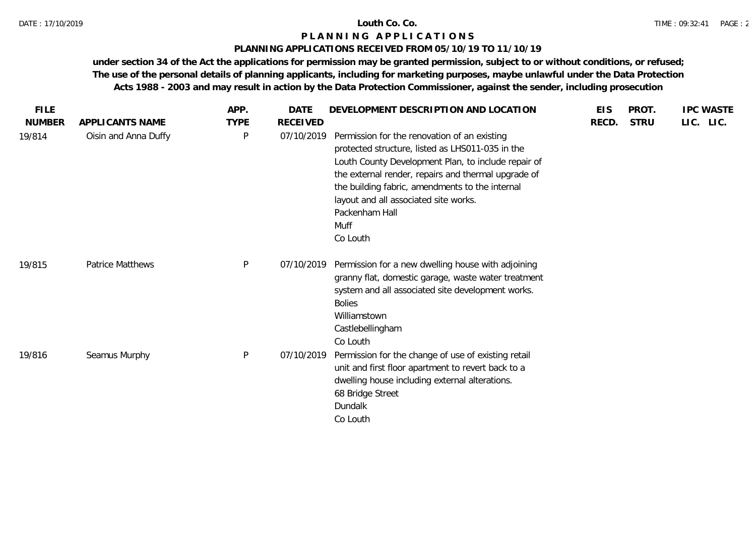**Louth Co. Co.**

# P L A N N I N G   A P P L I C A T I O N S

## PLANNING APPLICATIONS RECEIVED FROM 05/10/19 TO 11/10/19

**under section 34 of the Act the applications for permission may be granted permission, subject to or without conditions, or refused; The use of the personal details of planning applicants, including for marketing purposes, maybe unlawful under the Data Protection Acts 1988 - 2003 and may result in action by the Data Protection Commissioner, against the sender, including prosecution**

| FILE NUMBER | APPLICANTS NAME | APP. TYPE | DATE RECEIVED | DEVELOPMENT DESCRIPTION AND LOCATION | EIS RECD. | PROT. STRU | IPC LIC. | WASTE LIC. |
|---|---|---|---|---|---|---|---|---|
| 19/814 | Oisin and Anna Duffy | P | 07/10/2019 | Permission for the renovation of an existing protected structure, listed as LHS011-035 in the Louth County Development Plan, to include repair of the external render, repairs and thermal upgrade of the building fabric, amendments to the internal layout and all associated site works. Packenham Hall Muff Co Louth | | | | |
| 19/815 | Patrice Matthews | P | 07/10/2019 | Permission for a new dwelling house with adjoining granny flat, domestic garage, waste water treatment system and all associated site development works. Bolies Williamstown Castlebellingham Co Louth | | | | |
| 19/816 | Seamus Murphy | P | 07/10/2019 | Permission for the change of use of existing retail unit and first floor apartment to revert back to a dwelling house including external alterations. 68 Bridge Street Dundalk Co Louth | | | | |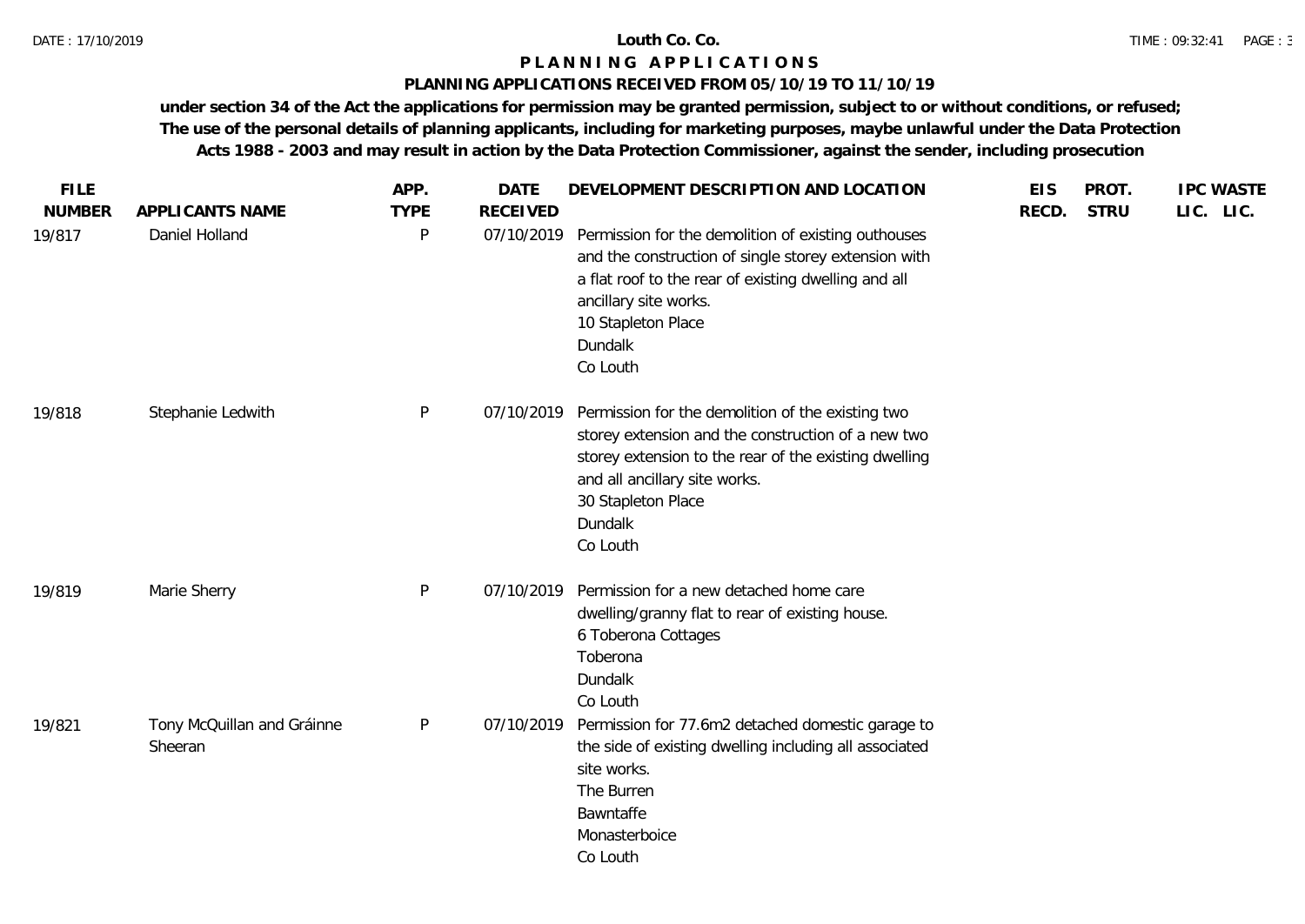# Louth Co. Co.

## PLANNING APPLICATIONS

### PLANNING APPLICATIONS RECEIVED FROM 05/10/19 TO 11/10/19

**under section 34 of the Act the applications for permission may be granted permission, subject to or without conditions, or refused; The use of the personal details of planning applicants, including for marketing purposes, maybe unlawful under the Data Protection Acts 1988 - 2003 and may result in action by the Data Protection Commissioner, against the sender, including prosecution**

| FILE NUMBER | APPLICANTS NAME | APP. TYPE | DATE RECEIVED | DEVELOPMENT DESCRIPTION AND LOCATION | EIS RECD. | PROT. STRU | IPC LIC. | WASTE LIC. |
|---|---|---|---|---|---|---|---|---|
| 19/817 | Daniel Holland | P | 07/10/2019 | Permission for the demolition of existing outhouses and the construction of single storey extension with a flat roof to the rear of existing dwelling and all ancillary site works.<br>10 Stapleton Place<br>Dundalk<br>Co Louth | | | | |
| 19/818 | Stephanie Ledwith | P | 07/10/2019 | Permission for the demolition of the existing two storey extension and the construction of a new two storey extension to the rear of the existing dwelling and all ancillary site works.<br>30 Stapleton Place<br>Dundalk<br>Co Louth | | | | |
| 19/819 | Marie Sherry | P | 07/10/2019 | Permission for a new detached home care dwelling/granny flat to rear of existing house.<br>6 Toberona Cottages<br>Toberona<br>Dundalk<br>Co Louth | | | | |
| 19/821 | Tony McQuillan and Gráinne Sheeran | P | 07/10/2019 | Permission for 77.6m2 detached domestic garage to the side of existing dwelling including all associated site works.<br>The Burren<br>Bawntaffe<br>Monasterboice<br>Co Louth | | | | |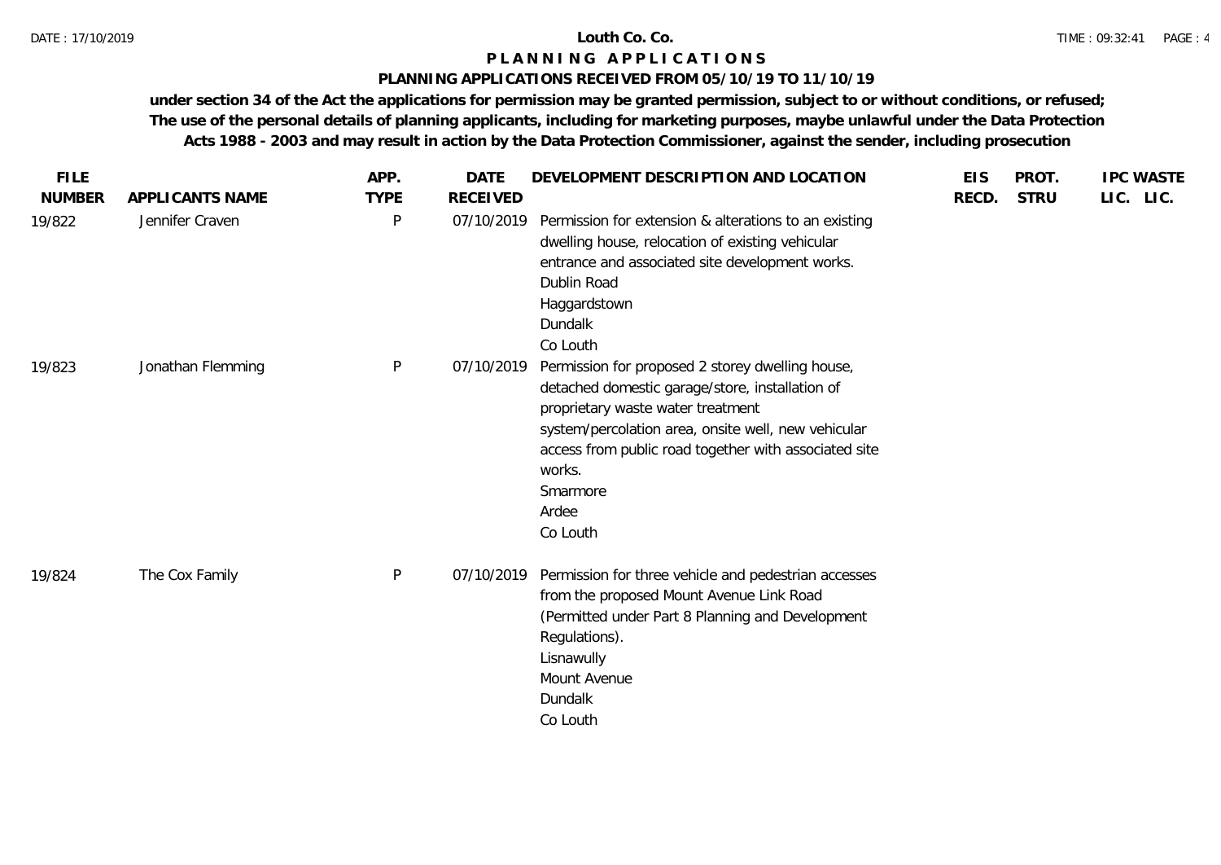## Louth Co. Co.

# PLANNING APPLICATIONS

### PLANNING APPLICATIONS RECEIVED FROM 05/10/19 TO 11/10/19

**under section 34 of the Act the applications for permission may be granted permission, subject to or without conditions, or refused; The use of the personal details of planning applicants, including for marketing purposes, maybe unlawful under the Data Protection Acts 1988 - 2003 and may result in action by the Data Protection Commissioner, against the sender, including prosecution**

| FILE NUMBER | APPLICANTS NAME | APP. TYPE | DATE RECEIVED | DEVELOPMENT DESCRIPTION AND LOCATION | EIS RECD. | PROT. STRU | IPC LIC. | WASTE LIC. |
|---|---|---|---|---|---|---|---|---|
| 19/822 | Jennifer Craven | P | 07/10/2019 | Permission for extension & alterations to an existing dwelling house, relocation of existing vehicular entrance and associated site development works. Dublin Road Haggardstown Dundalk Co Louth | | | | |
| 19/823 | Jonathan Flemming | P | 07/10/2019 | Permission for proposed 2 storey dwelling house, detached domestic garage/store, installation of proprietary waste water treatment system/percolation area, onsite well, new vehicular access from public road together with associated site works. Smarmore Ardee Co Louth | | | | |
| 19/824 | The Cox Family | P | 07/10/2019 | Permission for three vehicle and pedestrian accesses from the proposed Mount Avenue Link Road (Permitted under Part 8 Planning and Development Regulations). Lisnawully Mount Avenue Dundalk Co Louth | | | | |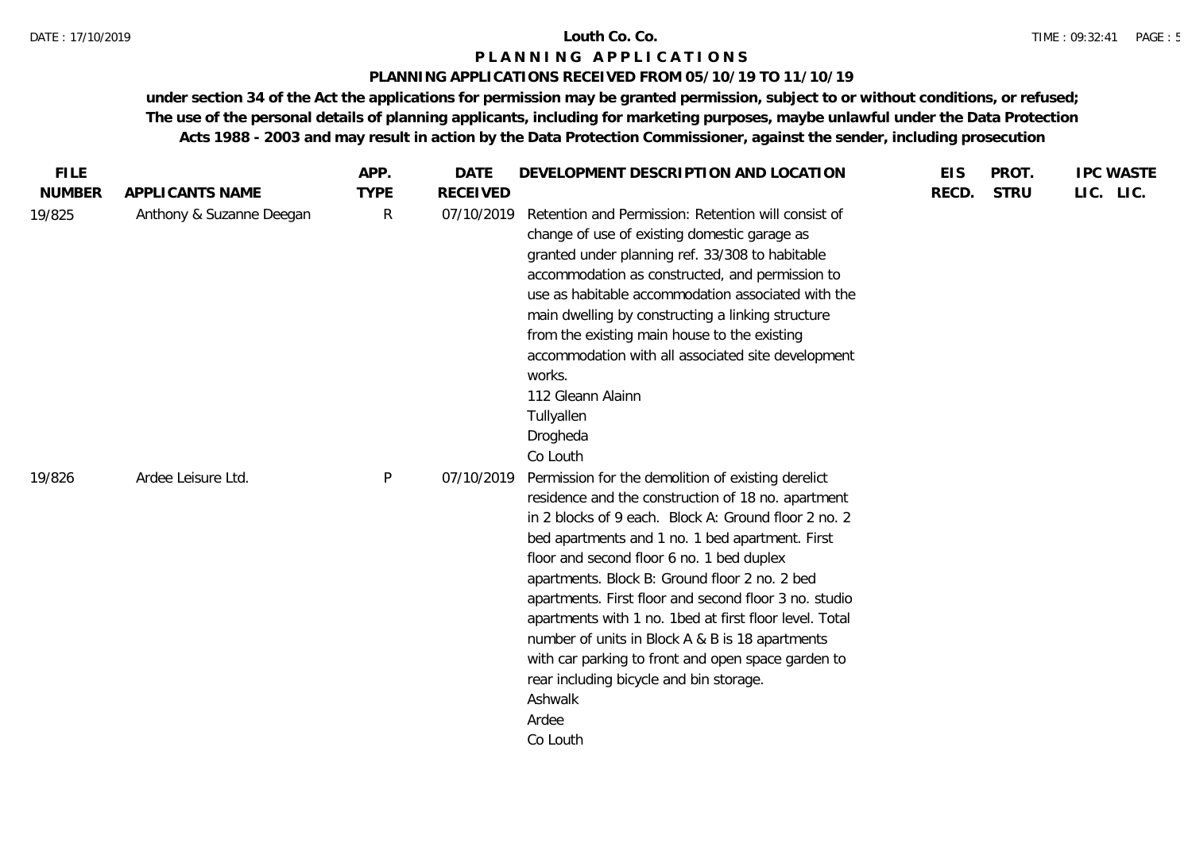**Louth Co. Co.**

**P L A N N I N G  A P P L I C A T I O N S**

**PLANNING APPLICATIONS RECEIVED FROM 05/10/19 TO 11/10/19**

**under section 34 of the Act the applications for permission may be granted permission, subject to or without conditions, or refused; The use of the personal details of planning applicants, including for marketing purposes, maybe unlawful under the Data Protection Acts 1988 - 2003 and may result in action by the Data Protection Commissioner, against the sender, including prosecution**

| FILE NUMBER | APPLICANTS NAME | APP. TYPE | DATE RECEIVED | DEVELOPMENT DESCRIPTION AND LOCATION | EIS RECD. | PROT. STRU | IPC LIC. | WASTE LIC. |
|---|---|---|---|---|---|---|---|---|
| 19/825 | Anthony & Suzanne Deegan | R | 07/10/2019 | Retention and Permission: Retention will consist of change of use of existing domestic garage as granted under planning ref. 33/308 to habitable accommodation as constructed, and permission to use as habitable accommodation associated with the main dwelling by constructing a linking structure from the existing main house to the existing accommodation with all associated site development works. 112 Gleann Alainn Tullyallen Drogheda Co Louth | | | | |
| 19/826 | Ardee Leisure Ltd. | P | 07/10/2019 | Permission for the demolition of existing derelict residence and the construction of 18 no. apartment in 2 blocks of 9 each. Block A: Ground floor 2 no. 2 bed apartments and 1 no. 1 bed apartment. First floor and second floor 6 no. 1 bed duplex apartments. Block B: Ground floor 2 no. 2 bed apartments. First floor and second floor 3 no. studio apartments with 1 no. 1bed at first floor level. Total number of units in Block A & B is 18 apartments with car parking to front and open space garden to rear including bicycle and bin storage. Ashwalk Ardee Co Louth | | | | |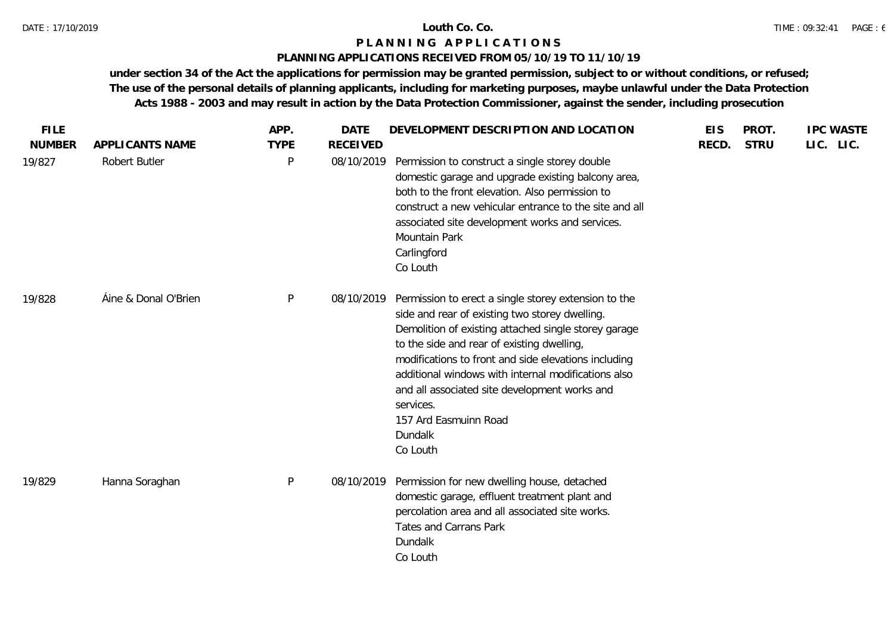**Louth Co. Co.**

# PLANNING APPLICATIONS

## PLANNING APPLICATIONS RECEIVED FROM 05/10/19 TO 11/10/19

**under section 34 of the Act the applications for permission may be granted permission, subject to or without conditions, or refused; The use of the personal details of planning applicants, including for marketing purposes, maybe unlawful under the Data Protection Acts 1988 - 2003 and may result in action by the Data Protection Commissioner, against the sender, including prosecution**

| FILE NUMBER | APPLICANTS NAME | APP. TYPE | DATE RECEIVED | DEVELOPMENT DESCRIPTION AND LOCATION | EIS RECD. | PROT. STRU | IPC LIC. | WASTE LIC. |
|---|---|---|---|---|---|---|---|---|
| 19/827 | Robert Butler | P | 08/10/2019 | Permission to construct a single storey double domestic garage and upgrade existing balcony area, both to the front elevation. Also permission to construct a new vehicular entrance to the site and all associated site development works and services. Mountain Park Carlingford Co Louth | | | | |
| 19/828 | Áine & Donal O'Brien | P | 08/10/2019 | Permission to erect a single storey extension to the side and rear of existing two storey dwelling. Demolition of existing attached single storey garage to the side and rear of existing dwelling, modifications to front and side elevations including additional windows with internal modifications also and all associated site development works and services. 157 Ard Easmuinn Road Dundalk Co Louth | | | | |
| 19/829 | Hanna Soraghan | P | 08/10/2019 | Permission for new dwelling house, detached domestic garage, effluent treatment plant and percolation area and all associated site works. Tates and Carrans Park Dundalk Co Louth | | | | |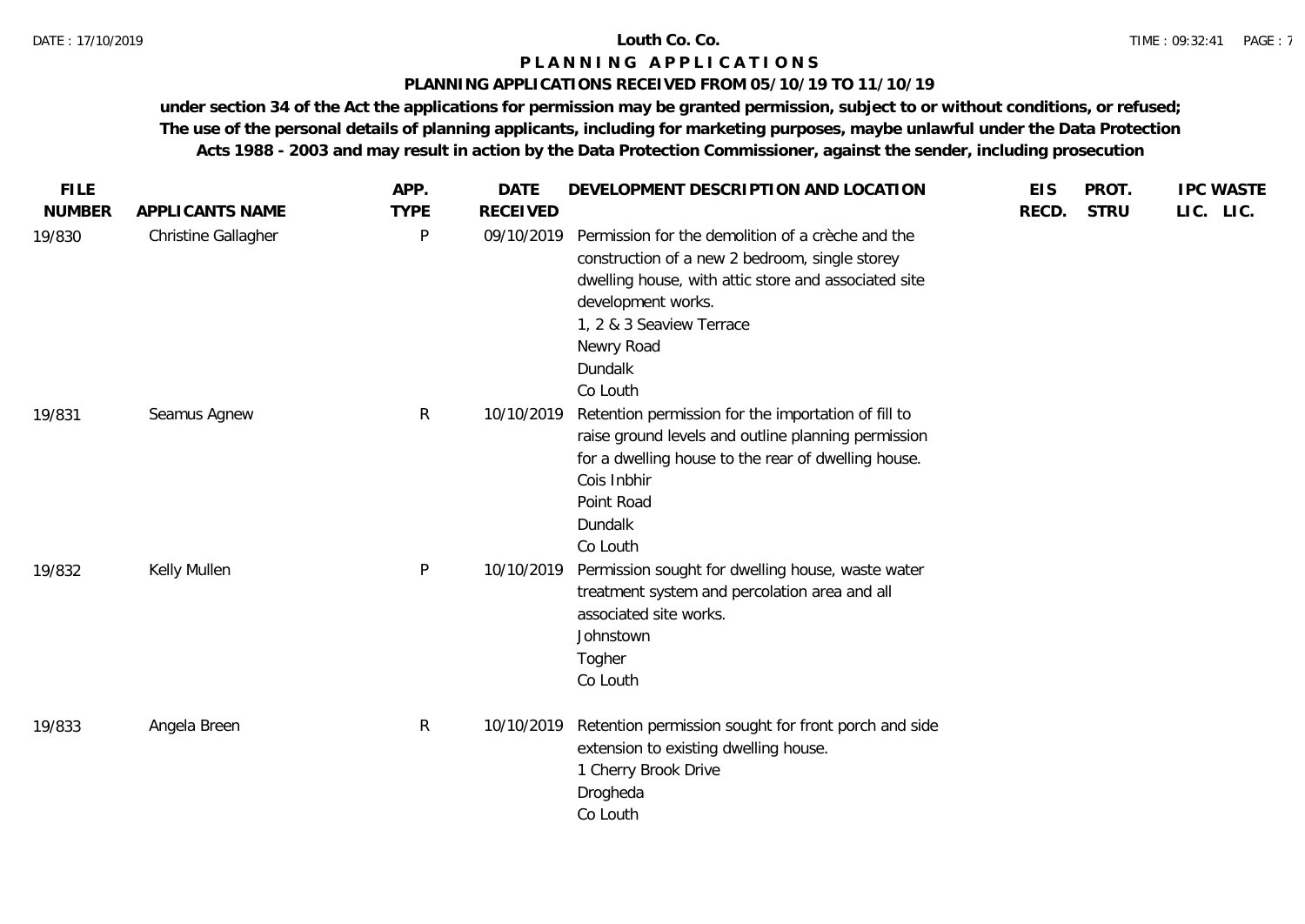**Louth Co. Co.**

**P L A N N I N G   A P P L I C A T I O N S**

**PLANNING APPLICATIONS RECEIVED FROM 05/10/19 TO 11/10/19**

**under section 34 of the Act the applications for permission may be granted permission, subject to or without conditions, or refused; The use of the personal details of planning applicants, including for marketing purposes, maybe unlawful under the Data Protection Acts 1988 - 2003 and may result in action by the Data Protection Commissioner, against the sender, including prosecution**

| FILE NUMBER | APPLICANTS NAME | APP. TYPE | DATE RECEIVED | DEVELOPMENT DESCRIPTION AND LOCATION | EIS RECD. | PROT. STRU | IPC LIC. | WASTE LIC. |
|---|---|---|---|---|---|---|---|---|
| 19/830 | Christine Gallagher | P | 09/10/2019 | Permission for the demolition of a crèche and the construction of a new 2 bedroom, single storey dwelling house, with attic store and associated site development works.<br>1, 2 & 3 Seaview Terrace<br>Newry Road<br>Dundalk<br>Co Louth | | | | |
| 19/831 | Seamus Agnew | R | 10/10/2019 | Retention permission for the importation of fill to raise ground levels and outline planning permission for a dwelling house to the rear of dwelling house.<br>Cois Inbhir<br>Point Road<br>Dundalk<br>Co Louth | | | | |
| 19/832 | Kelly Mullen | P | 10/10/2019 | Permission sought for dwelling house, waste water treatment system and percolation area and all associated site works.<br>Johnstown<br>Togher<br>Co Louth | | | | |
| 19/833 | Angela Breen | R | 10/10/2019 | Retention permission sought for front porch and side extension to existing dwelling house.<br>1 Cherry Brook Drive<br>Drogheda<br>Co Louth | | | | |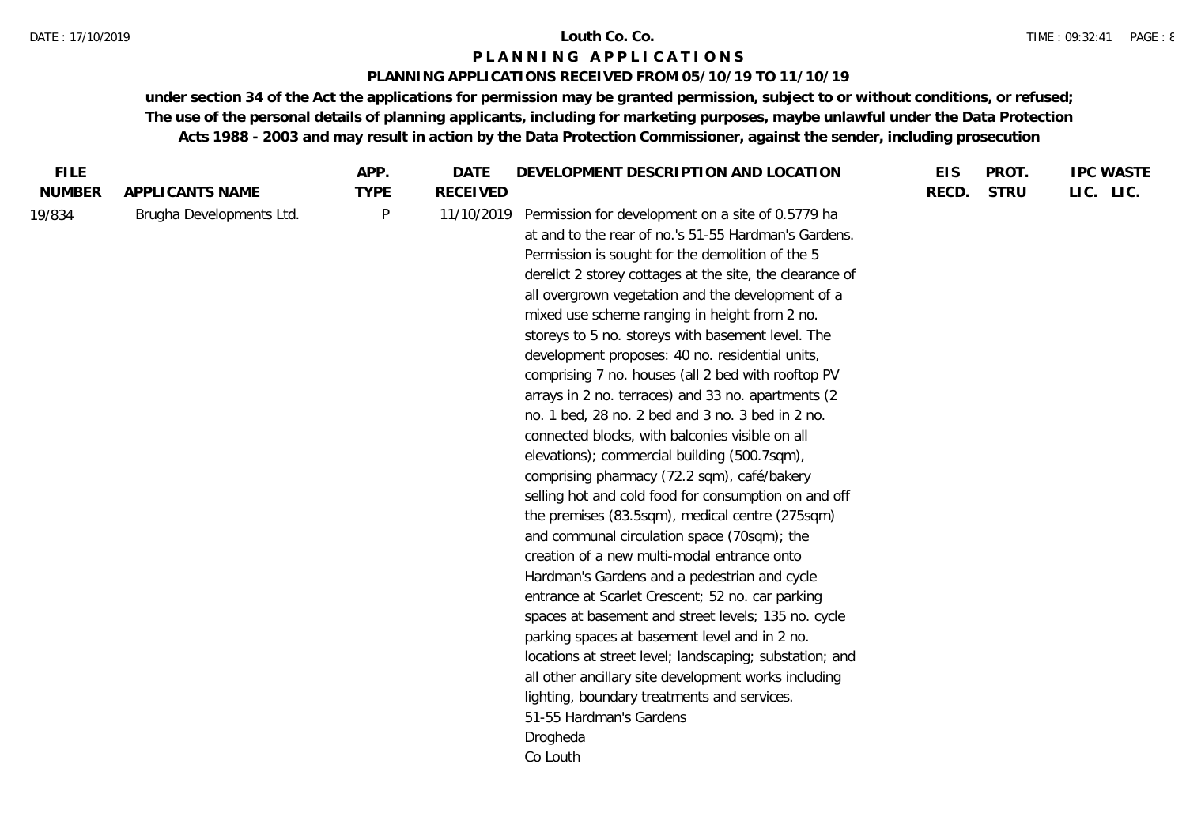# Louth Co. Co.

## PLANNING APPLICATIONS

### PLANNING APPLICATIONS RECEIVED FROM 05/10/19 TO 11/10/19

**under section 34 of the Act the applications for permission may be granted permission, subject to or without conditions, or refused; The use of the personal details of planning applicants, including for marketing purposes, maybe unlawful under the Data Protection Acts 1988 - 2003 and may result in action by the Data Protection Commissioner, against the sender, including prosecution**

| FILE NUMBER | APPLICANTS NAME | APP. TYPE | DATE RECEIVED | DEVELOPMENT DESCRIPTION AND LOCATION | EIS RECD. | PROT. STRU | IPC LIC. | WASTE LIC. |
|---|---|---|---|---|---|---|---|---|
| 19/834 | Brugha Developments Ltd. | P | 11/10/2019 | Permission for development on a site of 0.5779 ha at and to the rear of no.'s 51-55 Hardman's Gardens. Permission is sought for the demolition of the 5 derelict 2 storey cottages at the site, the clearance of all overgrown vegetation and the development of a mixed use scheme ranging in height from 2 no. storeys to 5 no. storeys with basement level. The development proposes: 40 no. residential units, comprising 7 no. houses (all 2 bed with rooftop PV arrays in 2 no. terraces) and 33 no. apartments (2 no. 1 bed, 28 no. 2 bed and 3 no. 3 bed in 2 no. connected blocks, with balconies visible on all elevations); commercial building (500.7sqm), comprising pharmacy (72.2 sqm), café/bakery selling hot and cold food for consumption on and off the premises (83.5sqm), medical centre (275sqm) and communal circulation space (70sqm); the creation of a new multi-modal entrance onto Hardman's Gardens and a pedestrian and cycle entrance at Scarlet Crescent; 52 no. car parking spaces at basement and street levels; 135 no. cycle parking spaces at basement level and in 2 no. locations at street level; landscaping; substation; and all other ancillary site development works including lighting, boundary treatments and services. 51-55 Hardman's Gardens Drogheda Co Louth | | | | |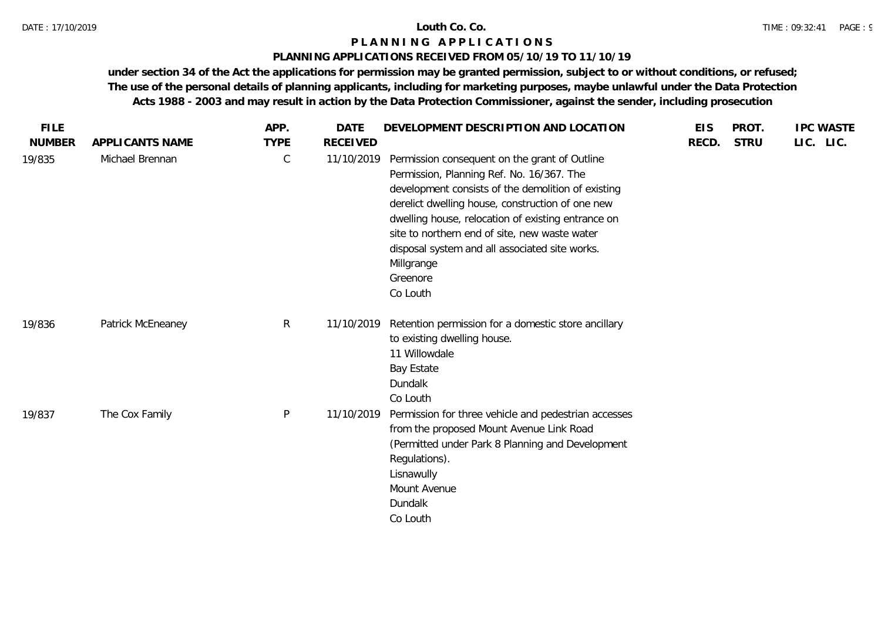# Louth Co. Co.

## P L A N N I N G  A P P L I C A T I O N S

### PLANNING APPLICATIONS RECEIVED FROM 05/10/19 TO 11/10/19

**under section 34 of the Act the applications for permission may be granted permission, subject to or without conditions, or refused; The use of the personal details of planning applicants, including for marketing purposes, maybe unlawful under the Data Protection Acts 1988 - 2003 and may result in action by the Data Protection Commissioner, against the sender, including prosecution**

| FILE NUMBER | APPLICANTS NAME | APP. TYPE | DATE RECEIVED | DEVELOPMENT DESCRIPTION AND LOCATION | EIS RECD. | PROT. STRU | IPC LIC. | WASTE LIC. |
|---|---|---|---|---|---|---|---|---|
| 19/835 | Michael Brennan | C | 11/10/2019 | Permission consequent on the grant of Outline Permission, Planning Ref. No. 16/367. The development consists of the demolition of existing derelict dwelling house, construction of one new dwelling house, relocation of existing entrance on site to northern end of site, new waste water disposal system and all associated site works. Millgrange Greenore Co Louth | | | | |
| 19/836 | Patrick McEneaney | R | 11/10/2019 | Retention permission for a domestic store ancillary to existing dwelling house. 11 Willowdale Bay Estate Dundalk Co Louth | | | | |
| 19/837 | The Cox Family | P | 11/10/2019 | Permission for three vehicle and pedestrian accesses from the proposed Mount Avenue Link Road (Permitted under Park 8 Planning and Development Regulations). Lisnawully Mount Avenue Dundalk Co Louth | | | | |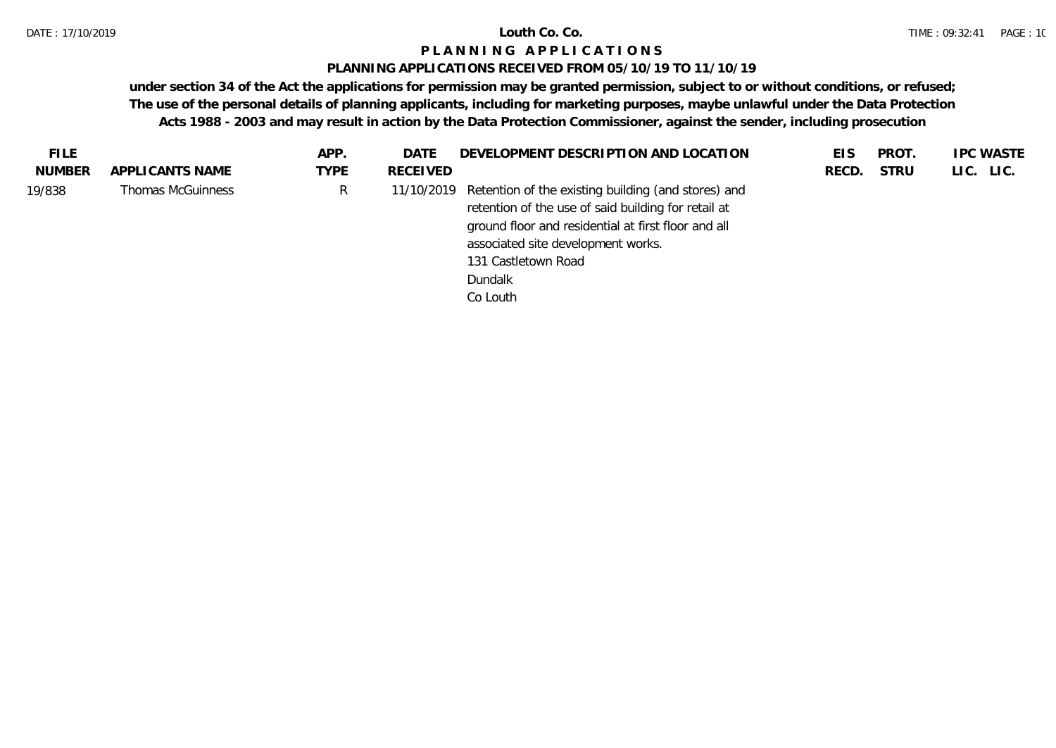**Louth Co. Co.**

**P L A N N I N G   A P P L I C A T I O N S**

**PLANNING APPLICATIONS RECEIVED FROM 05/10/19 TO 11/10/19**

**under section 34 of the Act the applications for permission may be granted permission, subject to or without conditions, or refused; The use of the personal details of planning applicants, including for marketing purposes, maybe unlawful under the Data Protection Acts 1988 - 2003 and may result in action by the Data Protection Commissioner, against the sender, including prosecution**

| FILE NUMBER | APPLICANTS NAME | APP. TYPE | DATE RECEIVED | DEVELOPMENT DESCRIPTION AND LOCATION | EIS RECD. | PROT. STRU | IPC LIC. | WASTE LIC. |
|---|---|---|---|---|---|---|---|---|
| 19/838 | Thomas McGuinness | R | 11/10/2019 | Retention of the existing building (and stores) and retention of the use of said building for retail at ground floor and residential at first floor and all associated site development works.<br>131 Castletown Road<br>Dundalk<br>Co Louth | | | | |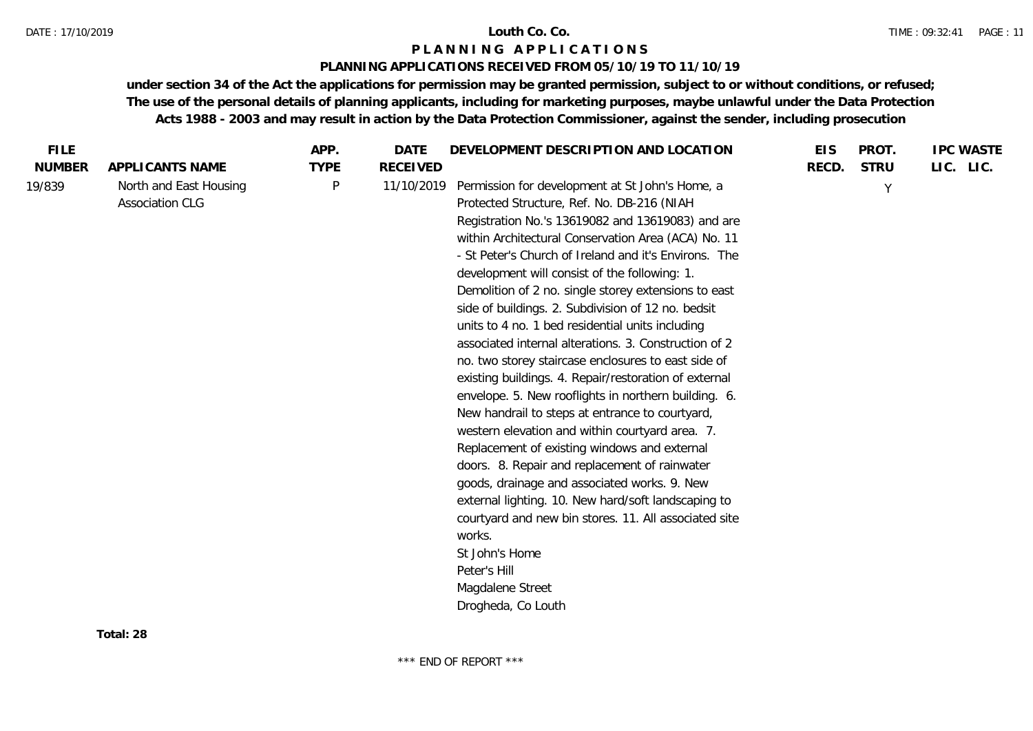**Louth Co. Co.**

# PLANNING APPLICATIONS

## PLANNING APPLICATIONS RECEIVED FROM 05/10/19 TO 11/10/19

**under section 34 of the Act the applications for permission may be granted permission, subject to or without conditions, or refused; The use of the personal details of planning applicants, including for marketing purposes, maybe unlawful under the Data Protection Acts 1988 - 2003 and may result in action by the Data Protection Commissioner, against the sender, including prosecution**

| FILE NUMBER | APPLICANTS NAME | APP. TYPE | DATE RECEIVED | DEVELOPMENT DESCRIPTION AND LOCATION | EIS RECD. | PROT. STRU | IPC LIC. | WASTE LIC. |
|---|---|---|---|---|---|---|---|---|
| 19/839 | North and East Housing Association CLG | P | 11/10/2019 | Permission for development at St John's Home, a Protected Structure, Ref. No. DB-216 (NIAH Registration No.'s 13619082 and 13619083) and are within Architectural Conservation Area (ACA) No. 11 - St Peter's Church of Ireland and it's Environs. The development will consist of the following: 1. Demolition of 2 no. single storey extensions to east side of buildings. 2. Subdivision of 12 no. bedsit units to 4 no. 1 bed residential units including associated internal alterations. 3. Construction of 2 no. two storey staircase enclosures to east side of existing buildings. 4. Repair/restoration of external envelope. 5. New rooflights in northern building. 6. New handrail to steps at entrance to courtyard, western elevation and within courtyard area. 7. Replacement of existing windows and external doors. 8. Repair and replacement of rainwater goods, drainage and associated works. 9. New external lighting. 10. New hard/soft landscaping to courtyard and new bin stores. 11. All associated site works. St John's Home Peter's Hill Magdalene Street Drogheda, Co Louth | | Y | | |

**Total: 28**

\*\*\* END OF REPORT \*\*\*